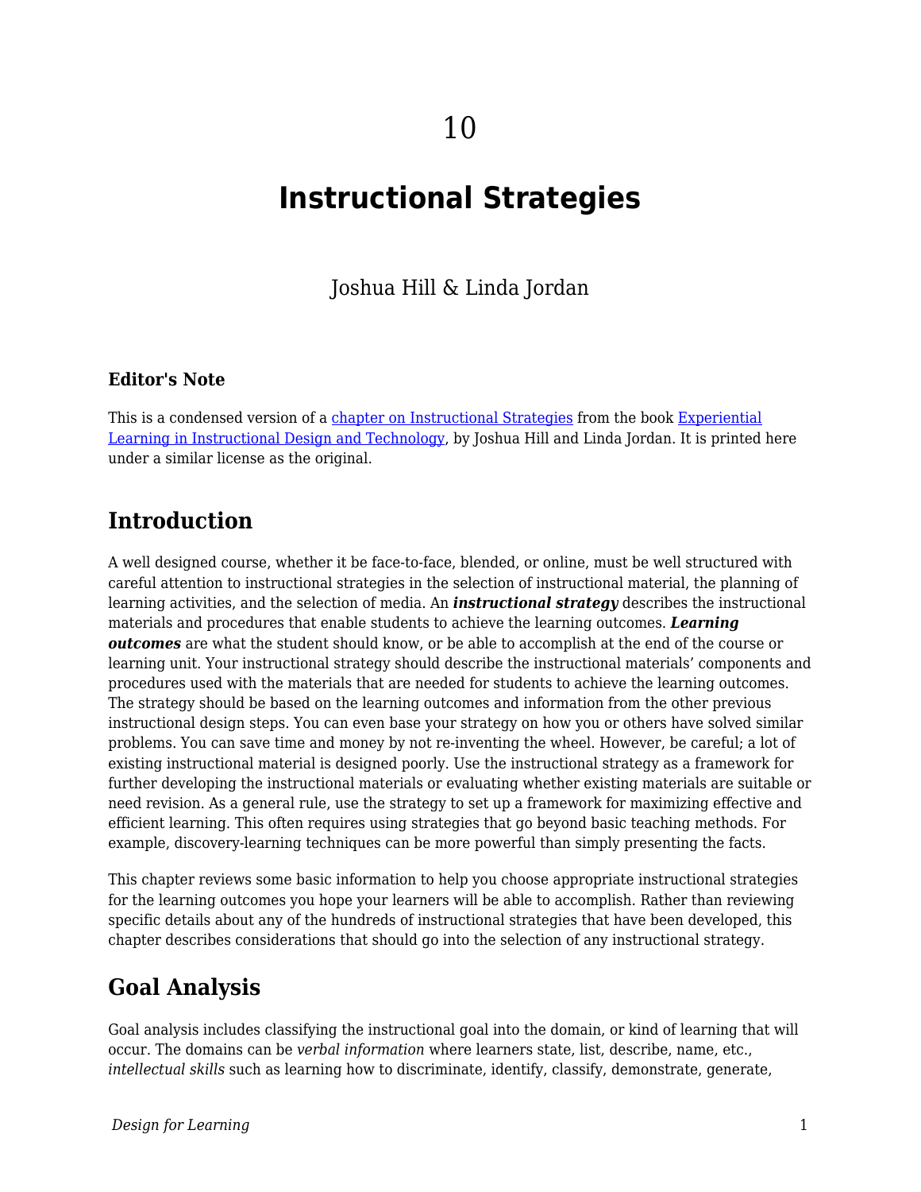10

# Instructional Strategies

Joshua Hill & Linda Jordan

### Editor's Note

This is a condensed version of a chapter on Instructional Strategies from the book Experiential Learning in Instructional Design and Technology, by Joshua Hill and Linda Jordan. It is printed here under a similar license as the original.

## Introduction

A well designed course, whether it be face-to-face, blended, or online, must be well structured with careful attention to instructional strategies in the selection of instructional material, the planning of learning activities, and the selection of media. An ***instructional strategy*** describes the instructional materials and procedures that enable students to achieve the learning outcomes. ***Learning outcomes*** are what the student should know, or be able to accomplish at the end of the course or learning unit. Your instructional strategy should describe the instructional materials' components and procedures used with the materials that are needed for students to achieve the learning outcomes. The strategy should be based on the learning outcomes and information from the other previous instructional design steps. You can even base your strategy on how you or others have solved similar problems. You can save time and money by not re-inventing the wheel. However, be careful; a lot of existing instructional material is designed poorly. Use the instructional strategy as a framework for further developing the instructional materials or evaluating whether existing materials are suitable or need revision. As a general rule, use the strategy to set up a framework for maximizing effective and efficient learning. This often requires using strategies that go beyond basic teaching methods. For example, discovery-learning techniques can be more powerful than simply presenting the facts.

This chapter reviews some basic information to help you choose appropriate instructional strategies for the learning outcomes you hope your learners will be able to accomplish. Rather than reviewing specific details about any of the hundreds of instructional strategies that have been developed, this chapter describes considerations that should go into the selection of any instructional strategy.

## Goal Analysis

Goal analysis includes classifying the instructional goal into the domain, or kind of learning that will occur. The domains can be *verbal information* where learners state, list, describe, name, etc., *intellectual skills* such as learning how to discriminate, identify, classify, demonstrate, generate,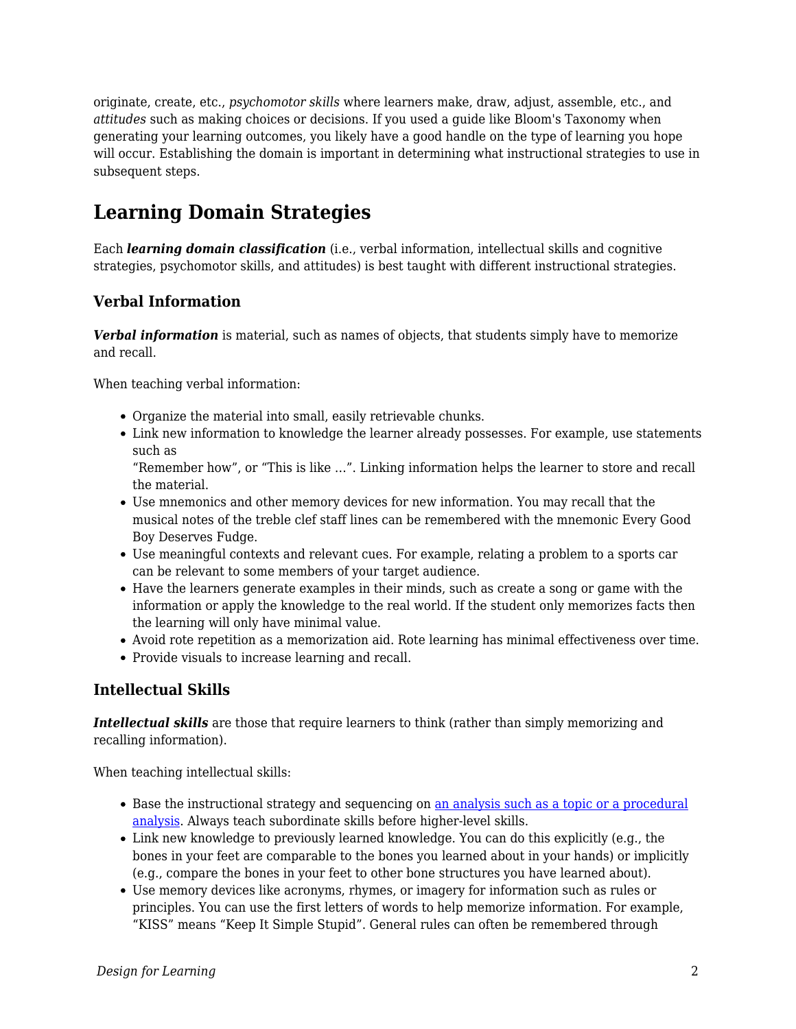originate, create, etc., *psychomotor skills* where learners make, draw, adjust, assemble, etc., and *attitudes* such as making choices or decisions. If you used a guide like Bloom's Taxonomy when generating your learning outcomes, you likely have a good handle on the type of learning you hope will occur. Establishing the domain is important in determining what instructional strategies to use in subsequent steps.

## Learning Domain Strategies

Each ***learning domain classification*** (i.e., verbal information, intellectual skills and cognitive strategies, psychomotor skills, and attitudes) is best taught with different instructional strategies.

### Verbal Information

***Verbal information*** is material, such as names of objects, that students simply have to memorize and recall.

When teaching verbal information:

- Organize the material into small, easily retrievable chunks.
- Link new information to knowledge the learner already possesses. For example, use statements such as
  "Remember how", or "This is like ...". Linking information helps the learner to store and recall the material.
- Use mnemonics and other memory devices for new information. You may recall that the musical notes of the treble clef staff lines can be remembered with the mnemonic Every Good Boy Deserves Fudge.
- Use meaningful contexts and relevant cues. For example, relating a problem to a sports car can be relevant to some members of your target audience.
- Have the learners generate examples in their minds, such as create a song or game with the information or apply the knowledge to the real world. If the student only memorizes facts then the learning will only have minimal value.
- Avoid rote repetition as a memorization aid. Rote learning has minimal effectiveness over time.
- Provide visuals to increase learning and recall.

### Intellectual Skills

***Intellectual skills*** are those that require learners to think (rather than simply memorizing and recalling information).

When teaching intellectual skills:

- Base the instructional strategy and sequencing on [an analysis such as a topic or a procedural analysis](). Always teach subordinate skills before higher-level skills.
- Link new knowledge to previously learned knowledge. You can do this explicitly (e.g., the bones in your feet are comparable to the bones you learned about in your hands) or implicitly (e.g., compare the bones in your feet to other bone structures you have learned about).
- Use memory devices like acronyms, rhymes, or imagery for information such as rules or principles. You can use the first letters of words to help memorize information. For example, "KISS" means "Keep It Simple Stupid". General rules can often be remembered through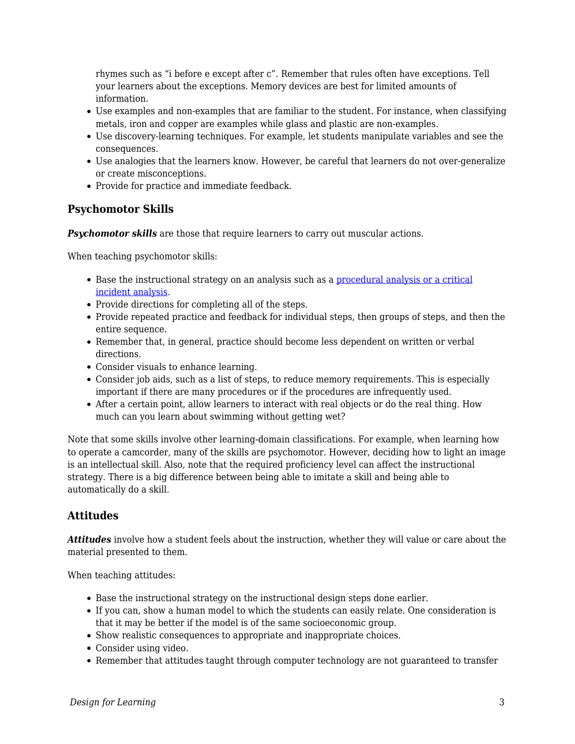rhymes such as "i before e except after c". Remember that rules often have exceptions. Tell your learners about the exceptions. Memory devices are best for limited amounts of information.

- Use examples and non-examples that are familiar to the student. For instance, when classifying metals, iron and copper are examples while glass and plastic are non-examples.
- Use discovery-learning techniques. For example, let students manipulate variables and see the consequences.
- Use analogies that the learners know. However, be careful that learners do not over-generalize or create misconceptions.
- Provide for practice and immediate feedback.

### Psychomotor Skills

***Psychomotor skills*** are those that require learners to carry out muscular actions.

When teaching psychomotor skills:

- Base the instructional strategy on an analysis such as a procedural analysis or a critical incident analysis.
- Provide directions for completing all of the steps.
- Provide repeated practice and feedback for individual steps, then groups of steps, and then the entire sequence.
- Remember that, in general, practice should become less dependent on written or verbal directions.
- Consider visuals to enhance learning.
- Consider job aids, such as a list of steps, to reduce memory requirements. This is especially important if there are many procedures or if the procedures are infrequently used.
- After a certain point, allow learners to interact with real objects or do the real thing. How much can you learn about swimming without getting wet?

Note that some skills involve other learning-domain classifications. For example, when learning how to operate a camcorder, many of the skills are psychomotor. However, deciding how to light an image is an intellectual skill. Also, note that the required proficiency level can affect the instructional strategy. There is a big difference between being able to imitate a skill and being able to automatically do a skill.

### Attitudes

***Attitudes*** involve how a student feels about the instruction, whether they will value or care about the material presented to them.

When teaching attitudes:

- Base the instructional strategy on the instructional design steps done earlier.
- If you can, show a human model to which the students can easily relate. One consideration is that it may be better if the model is of the same socioeconomic group.
- Show realistic consequences to appropriate and inappropriate choices.
- Consider using video.
- Remember that attitudes taught through computer technology are not guaranteed to transfer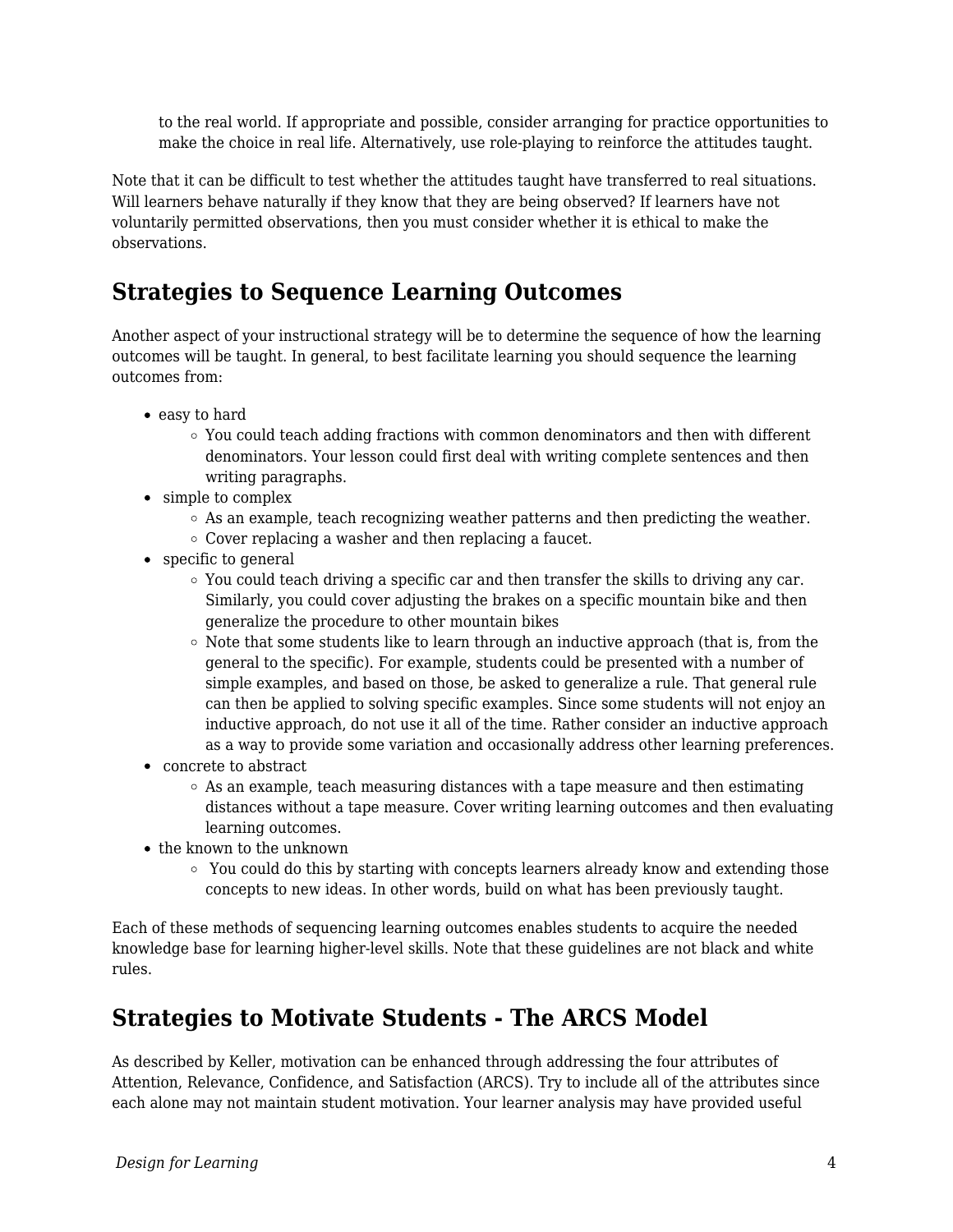to the real world. If appropriate and possible, consider arranging for practice opportunities to make the choice in real life. Alternatively, use role-playing to reinforce the attitudes taught.

Note that it can be difficult to test whether the attitudes taught have transferred to real situations. Will learners behave naturally if they know that they are being observed? If learners have not voluntarily permitted observations, then you must consider whether it is ethical to make the observations.

## Strategies to Sequence Learning Outcomes

Another aspect of your instructional strategy will be to determine the sequence of how the learning outcomes will be taught. In general, to best facilitate learning you should sequence the learning outcomes from:

- easy to hard
  - You could teach adding fractions with common denominators and then with different denominators. Your lesson could first deal with writing complete sentences and then writing paragraphs.
- simple to complex
  - As an example, teach recognizing weather patterns and then predicting the weather.
  - Cover replacing a washer and then replacing a faucet.
- specific to general
  - You could teach driving a specific car and then transfer the skills to driving any car. Similarly, you could cover adjusting the brakes on a specific mountain bike and then generalize the procedure to other mountain bikes
  - Note that some students like to learn through an inductive approach (that is, from the general to the specific). For example, students could be presented with a number of simple examples, and based on those, be asked to generalize a rule. That general rule can then be applied to solving specific examples. Since some students will not enjoy an inductive approach, do not use it all of the time. Rather consider an inductive approach as a way to provide some variation and occasionally address other learning preferences.
- concrete to abstract
  - As an example, teach measuring distances with a tape measure and then estimating distances without a tape measure. Cover writing learning outcomes and then evaluating learning outcomes.
- the known to the unknown
  - You could do this by starting with concepts learners already know and extending those concepts to new ideas. In other words, build on what has been previously taught.

Each of these methods of sequencing learning outcomes enables students to acquire the needed knowledge base for learning higher-level skills. Note that these guidelines are not black and white rules.

## Strategies to Motivate Students - The ARCS Model

As described by Keller, motivation can be enhanced through addressing the four attributes of Attention, Relevance, Confidence, and Satisfaction (ARCS). Try to include all of the attributes since each alone may not maintain student motivation. Your learner analysis may have provided useful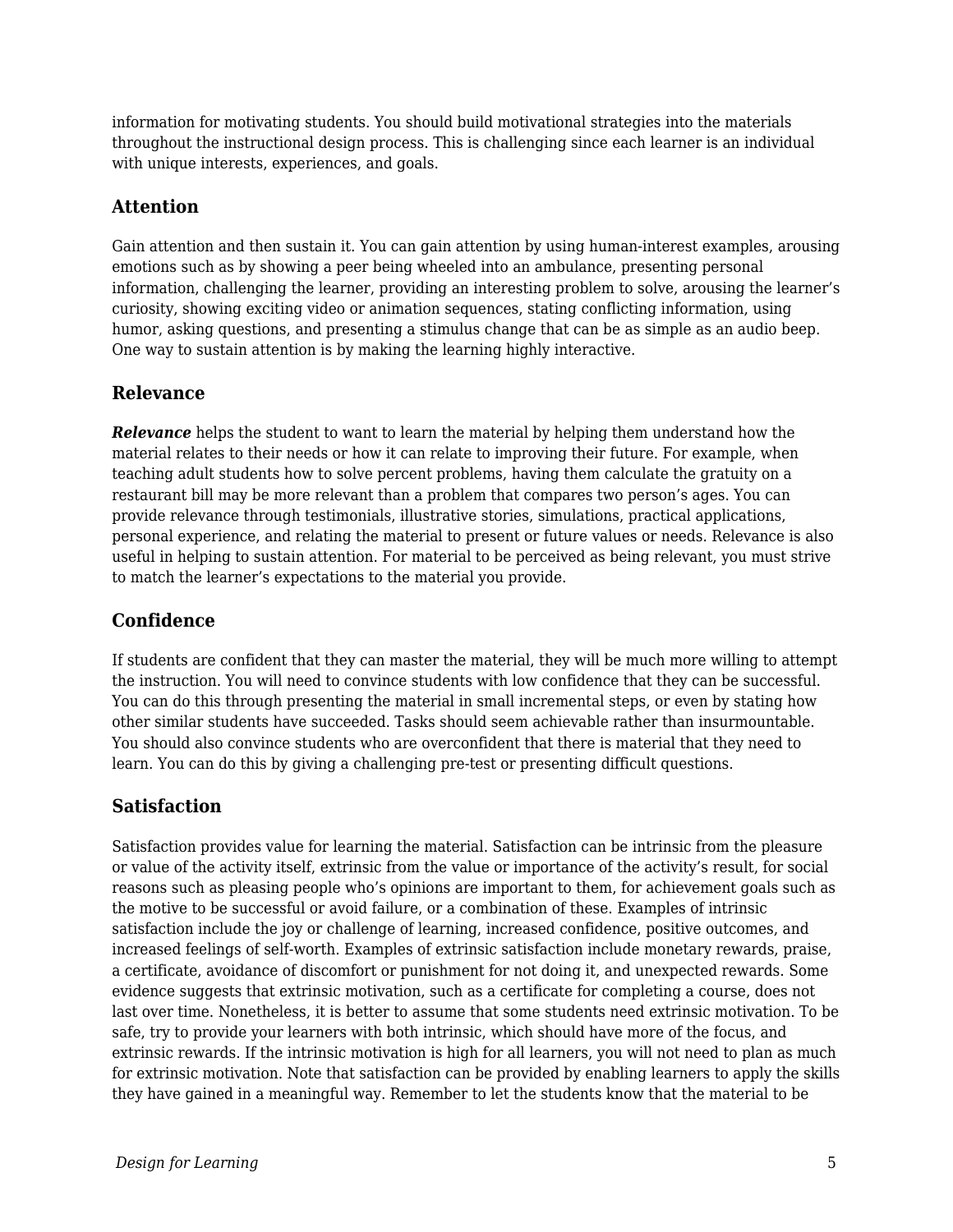information for motivating students. You should build motivational strategies into the materials throughout the instructional design process. This is challenging since each learner is an individual with unique interests, experiences, and goals.

### Attention

Gain attention and then sustain it. You can gain attention by using human-interest examples, arousing emotions such as by showing a peer being wheeled into an ambulance, presenting personal information, challenging the learner, providing an interesting problem to solve, arousing the learner's curiosity, showing exciting video or animation sequences, stating conflicting information, using humor, asking questions, and presenting a stimulus change that can be as simple as an audio beep. One way to sustain attention is by making the learning highly interactive.

### Relevance

***Relevance*** helps the student to want to learn the material by helping them understand how the material relates to their needs or how it can relate to improving their future. For example, when teaching adult students how to solve percent problems, having them calculate the gratuity on a restaurant bill may be more relevant than a problem that compares two person's ages. You can provide relevance through testimonials, illustrative stories, simulations, practical applications, personal experience, and relating the material to present or future values or needs. Relevance is also useful in helping to sustain attention. For material to be perceived as being relevant, you must strive to match the learner's expectations to the material you provide.

### Confidence

If students are confident that they can master the material, they will be much more willing to attempt the instruction. You will need to convince students with low confidence that they can be successful. You can do this through presenting the material in small incremental steps, or even by stating how other similar students have succeeded. Tasks should seem achievable rather than insurmountable. You should also convince students who are overconfident that there is material that they need to learn. You can do this by giving a challenging pre-test or presenting difficult questions.

### Satisfaction

Satisfaction provides value for learning the material. Satisfaction can be intrinsic from the pleasure or value of the activity itself, extrinsic from the value or importance of the activity's result, for social reasons such as pleasing people who's opinions are important to them, for achievement goals such as the motive to be successful or avoid failure, or a combination of these. Examples of intrinsic satisfaction include the joy or challenge of learning, increased confidence, positive outcomes, and increased feelings of self-worth. Examples of extrinsic satisfaction include monetary rewards, praise, a certificate, avoidance of discomfort or punishment for not doing it, and unexpected rewards. Some evidence suggests that extrinsic motivation, such as a certificate for completing a course, does not last over time. Nonetheless, it is better to assume that some students need extrinsic motivation. To be safe, try to provide your learners with both intrinsic, which should have more of the focus, and extrinsic rewards. If the intrinsic motivation is high for all learners, you will not need to plan as much for extrinsic motivation. Note that satisfaction can be provided by enabling learners to apply the skills they have gained in a meaningful way. Remember to let the students know that the material to be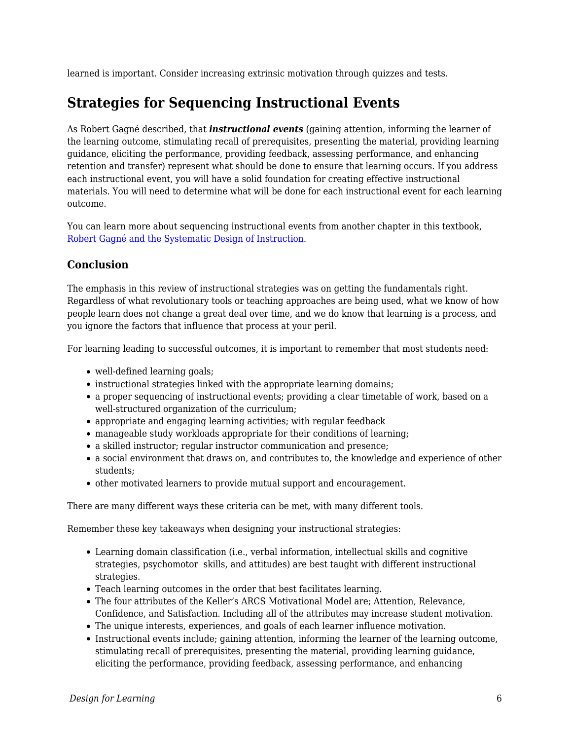learned is important. Consider increasing extrinsic motivation through quizzes and tests.

## Strategies for Sequencing Instructional Events

As Robert Gagné described, that ***instructional events*** (gaining attention, informing the learner of the learning outcome, stimulating recall of prerequisites, presenting the material, providing learning guidance, eliciting the performance, providing feedback, assessing performance, and enhancing retention and transfer) represent what should be done to ensure that learning occurs. If you address each instructional event, you will have a solid foundation for creating effective instructional materials. You will need to determine what will be done for each instructional event for each learning outcome.

You can learn more about sequencing instructional events from another chapter in this textbook, [Robert Gagné and the Systematic Design of Instruction](#).

### Conclusion

The emphasis in this review of instructional strategies was on getting the fundamentals right. Regardless of what revolutionary tools or teaching approaches are being used, what we know of how people learn does not change a great deal over time, and we do know that learning is a process, and you ignore the factors that influence that process at your peril.

For learning leading to successful outcomes, it is important to remember that most students need:

- well-defined learning goals;
- instructional strategies linked with the appropriate learning domains;
- a proper sequencing of instructional events; providing a clear timetable of work, based on a well-structured organization of the curriculum;
- appropriate and engaging learning activities; with regular feedback
- manageable study workloads appropriate for their conditions of learning;
- a skilled instructor; regular instructor communication and presence;
- a social environment that draws on, and contributes to, the knowledge and experience of other students;
- other motivated learners to provide mutual support and encouragement.

There are many different ways these criteria can be met, with many different tools.

Remember these key takeaways when designing your instructional strategies:

- Learning domain classification (i.e., verbal information, intellectual skills and cognitive strategies, psychomotor skills, and attitudes) are best taught with different instructional strategies.
- Teach learning outcomes in the order that best facilitates learning.
- The four attributes of the Keller's ARCS Motivational Model are; Attention, Relevance, Confidence, and Satisfaction. Including all of the attributes may increase student motivation.
- The unique interests, experiences, and goals of each learner influence motivation.
- Instructional events include; gaining attention, informing the learner of the learning outcome, stimulating recall of prerequisites, presenting the material, providing learning guidance, eliciting the performance, providing feedback, assessing performance, and enhancing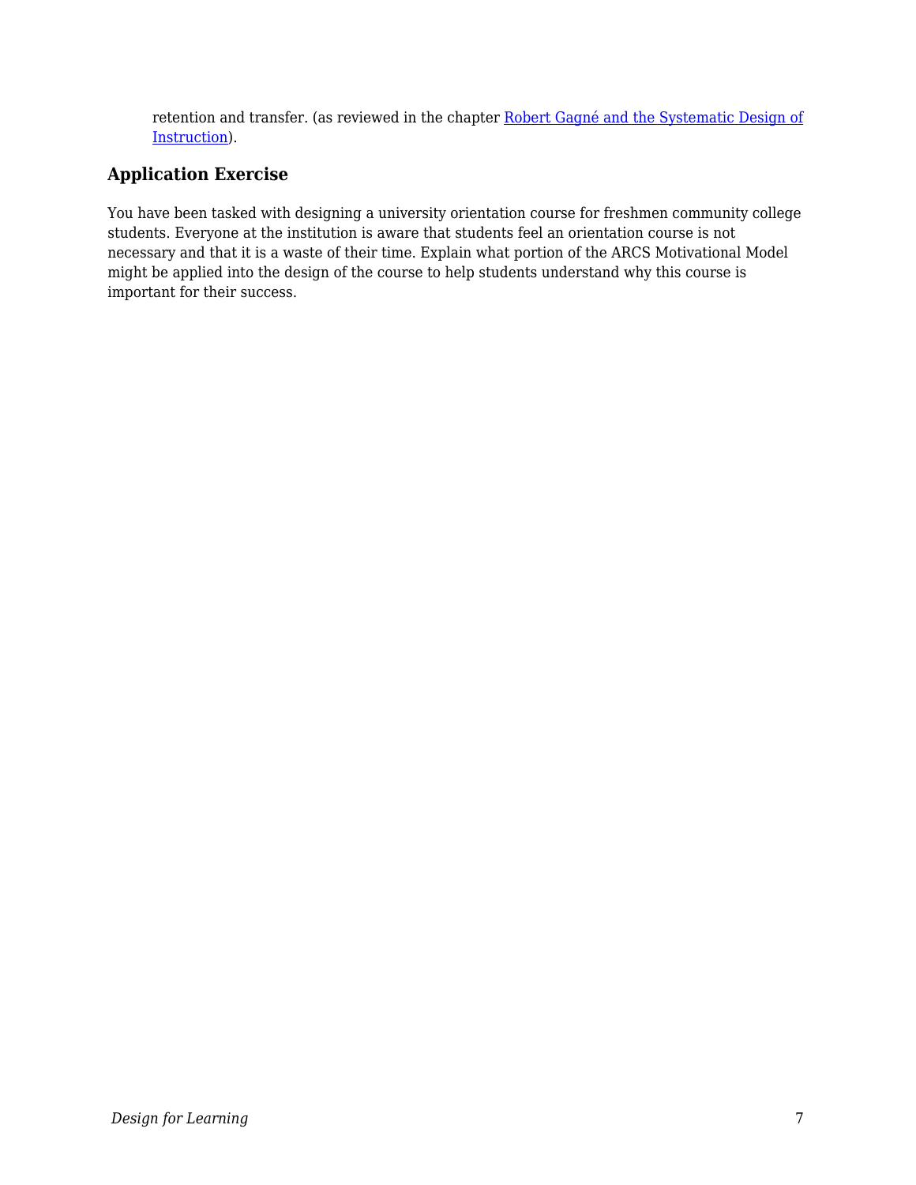retention and transfer. (as reviewed in the chapter [Robert Gagné and the Systematic Design of Instruction]).

### Application Exercise

You have been tasked with designing a university orientation course for freshmen community college students. Everyone at the institution is aware that students feel an orientation course is not necessary and that it is a waste of their time. Explain what portion of the ARCS Motivational Model might be applied into the design of the course to help students understand why this course is important for their success.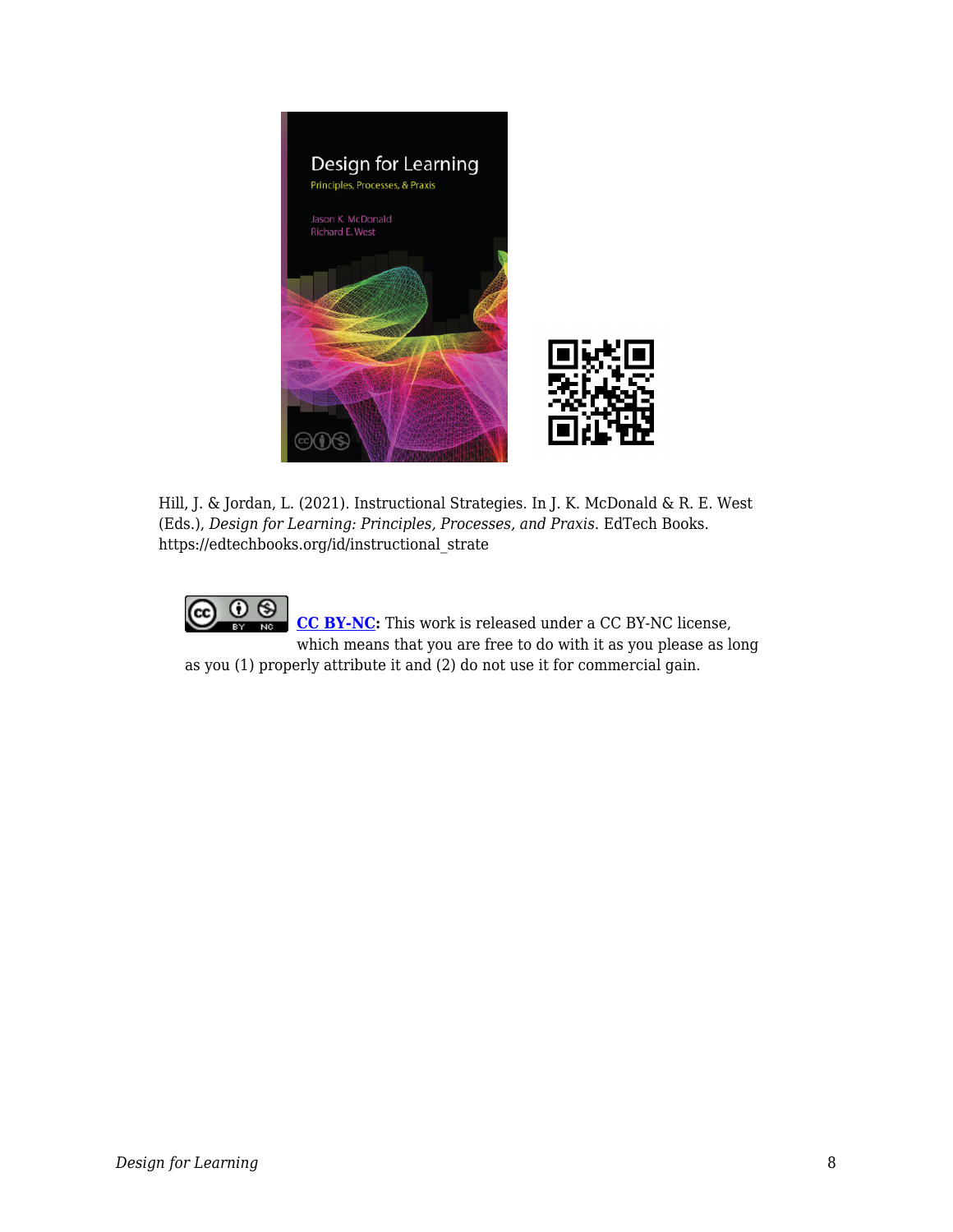Hill, J. & Jordan, L. (2021). Instructional Strategies. In J. K. McDonald & R. E. West (Eds.), *Design for Learning: Principles, Processes, and Praxis*. EdTech Books. https://edtechbooks.org/id/instructional_strate

**CC BY-NC:** This work is released under a CC BY-NC license, which means that you are free to do with it as you please as long as you (1) properly attribute it and (2) do not use it for commercial gain.